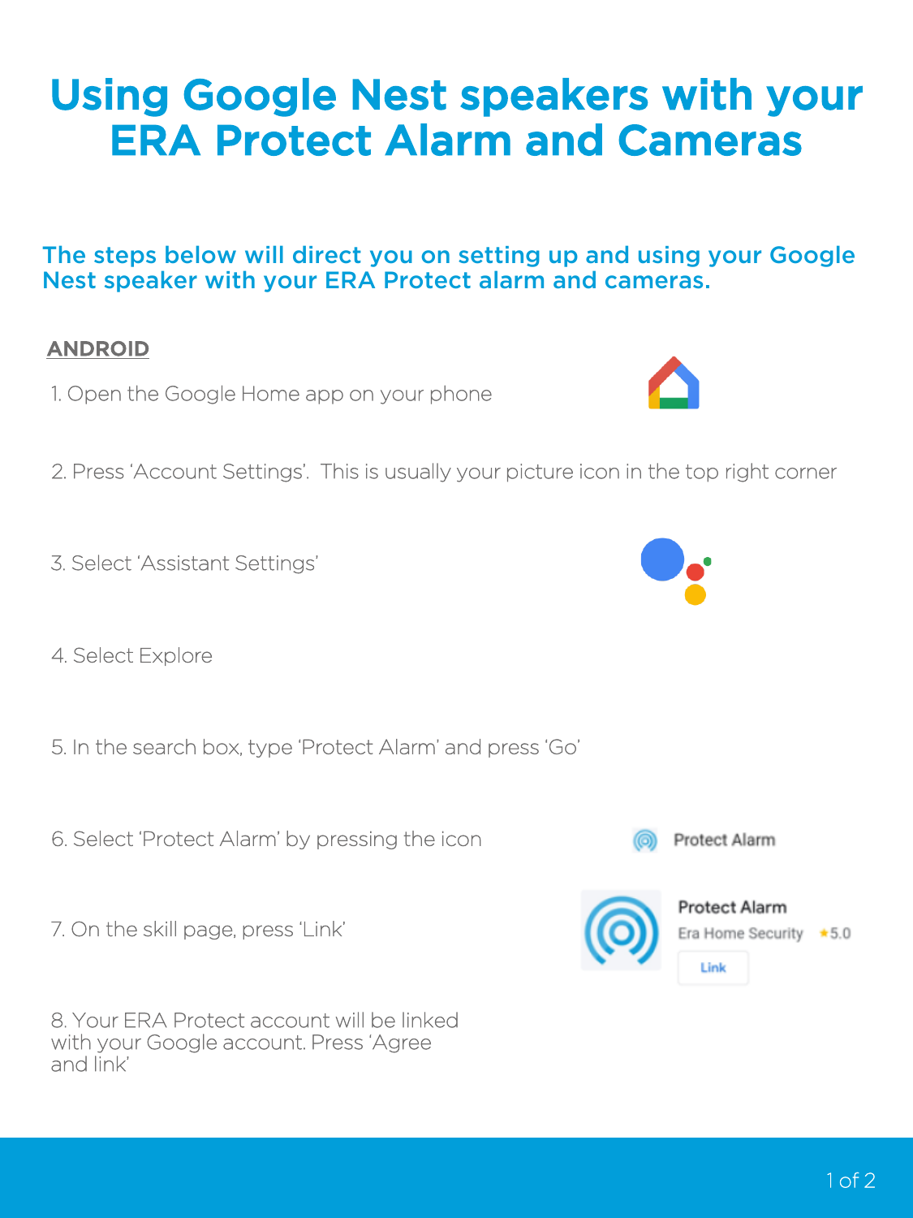# Using Google Nest speakers with your ERA Protect Alarm and Cameras

## The steps below will direct you on setting up and using your Google Nest speaker with your ERA Protect alarm and cameras.

**ANDROID**

1. Open the Google Home app on your phone

2. Press 'Account Settings'. This is usually your picture icon in the top right corner

3. Select 'Assistant Settings'

4. Select Explore

5. In the search box, type 'Protect Alarm' and press 'Go'

6. Select 'Protect Alarm' by pressing the icon

7. On the skill page, press 'Link'

8. Your ERA Protect account will be linked with your Google account. Press 'Agree and link'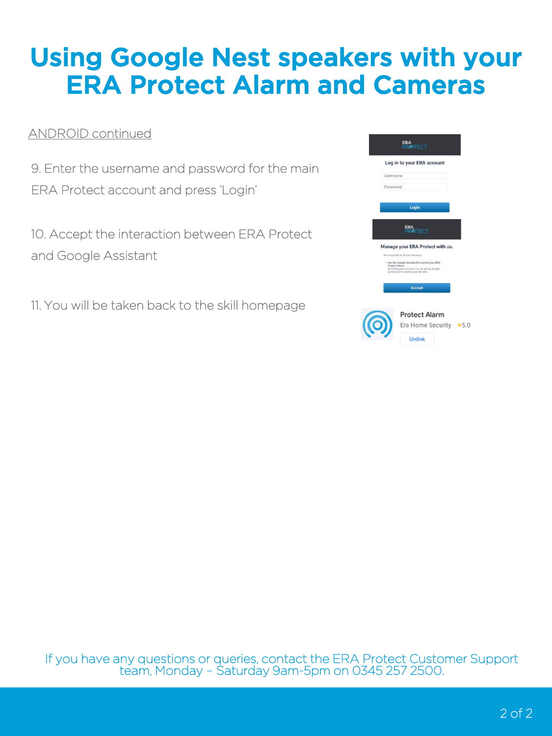# Using Google Nest speakers with your ERA Protect Alarm and Cameras

ANDROID continued

9. Enter the username and password for the main ERA Protect account and press 'Login'

10. Accept the interaction between ERA Protect and Google Assistant

11. You will be taken back to the skill homepage

If you have any questions or queries, contact the ERA Protect Customer Support team, Monday – Saturday 9am-5pm on 0345 257 2500.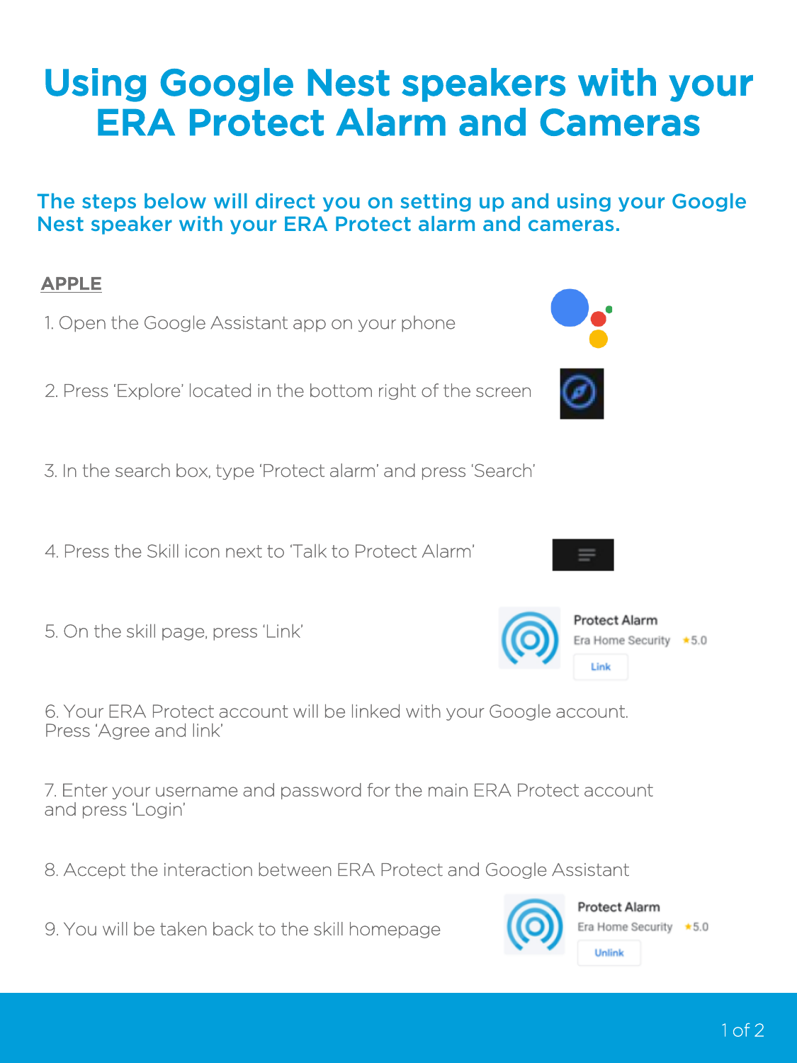# Using Google Nest speakers with your ERA Protect Alarm and Cameras

## The steps below will direct you on setting up and using your Google Nest speaker with your ERA Protect alarm and cameras.

### APPLE

1. Open the Google Assistant app on your phone

2. Press 'Explore' located in the bottom right of the screen

3. In the search box, type 'Protect alarm' and press 'Search'

4. Press the Skill icon next to 'Talk to Protect Alarm'

5. On the skill page, press 'Link'

   Protect Alarm
   Era Home Security ★5.0
   Link

6. Your ERA Protect account will be linked with your Google account. Press 'Agree and link'

7. Enter your username and password for the main ERA Protect account and press 'Login'

8. Accept the interaction between ERA Protect and Google Assistant

9. You will be taken back to the skill homepage

   Protect Alarm
   Era Home Security ★5.0
   Unlink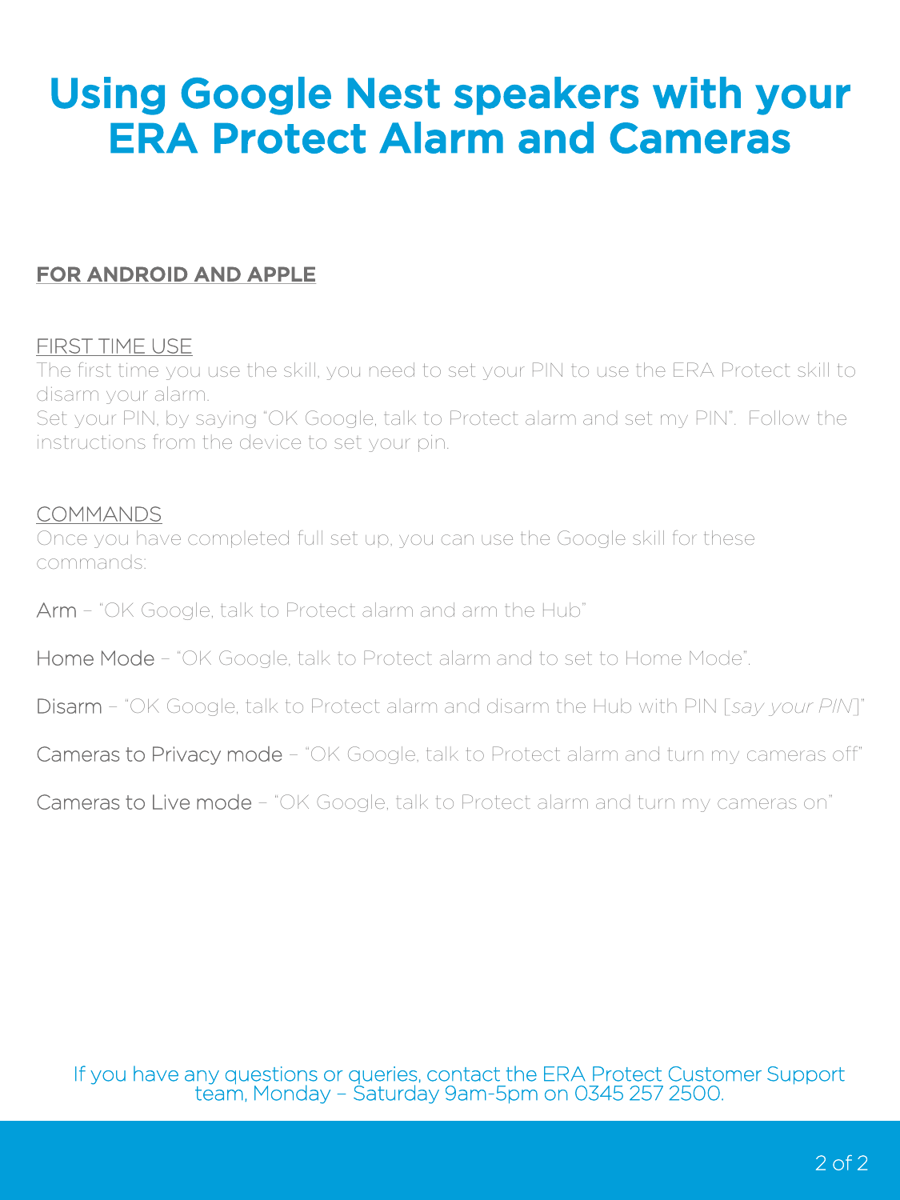# Using Google Nest speakers with your ERA Protect Alarm and Cameras

**FOR ANDROID AND APPLE**

FIRST TIME USE

The first time you use the skill, you need to set your PIN to use the ERA Protect skill to disarm your alarm.

Set your PIN, by saying "OK Google, talk to Protect alarm and set my PIN". Follow the instructions from the device to set your pin.

COMMANDS

Once you have completed full set up, you can use the Google skill for these commands:

Arm – "OK Google, talk to Protect alarm and arm the Hub"

Home Mode – "OK Google, talk to Protect alarm and to set to Home Mode".

Disarm – "OK Google, talk to Protect alarm and disarm the Hub with PIN [*say your PIN*]"

Cameras to Privacy mode – "OK Google, talk to Protect alarm and turn my cameras off"

Cameras to Live mode – "OK Google, talk to Protect alarm and turn my cameras on"

If you have any questions or queries, contact the ERA Protect Customer Support team, Monday – Saturday 9am-5pm on 0345 257 2500.